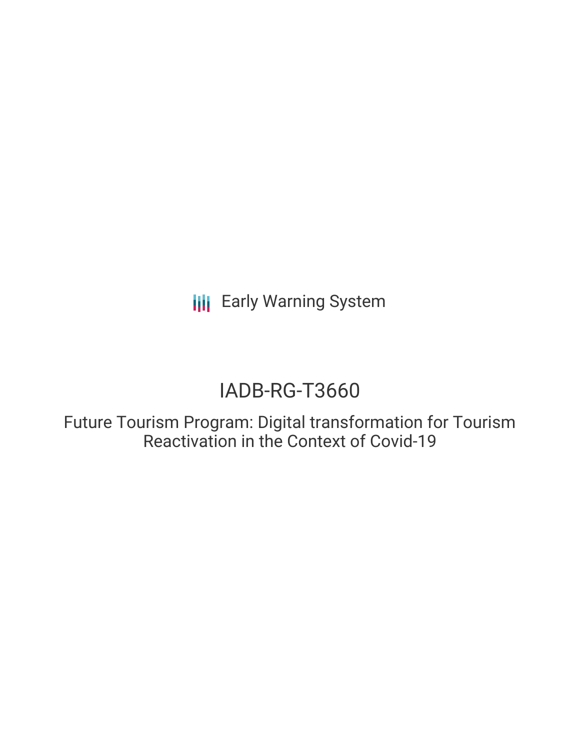Early Warning System

# IADB-RG-T3660

## Future Tourism Program: Digital transformation for Tourism Reactivation in the Context of Covid-19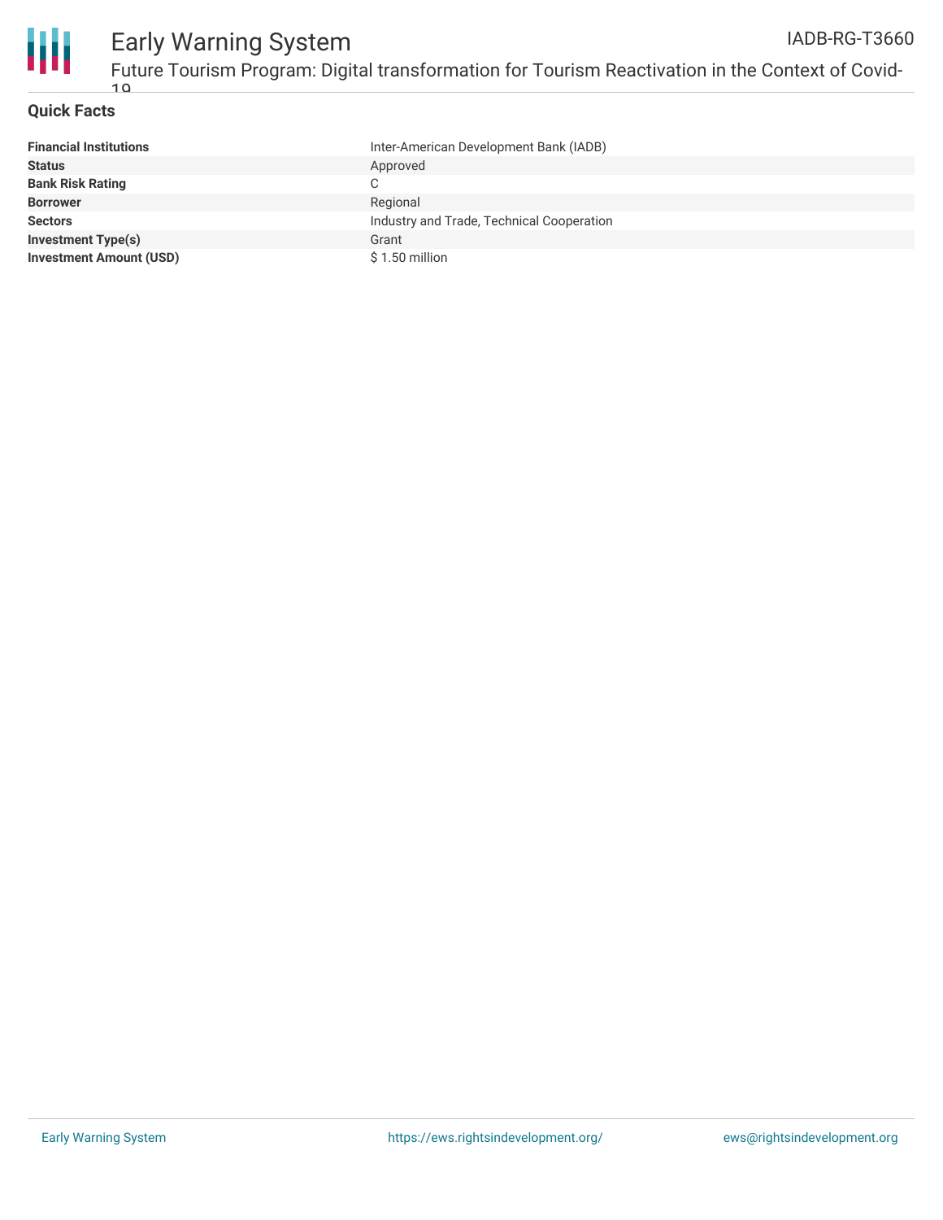## Quick Facts

| | |
|---|---|
| **Financial Institutions** | Inter-American Development Bank (IADB) |
| **Status** | Approved |
| **Bank Risk Rating** | C |
| **Borrower** | Regional |
| **Sectors** | Industry and Trade, Technical Cooperation |
| **Investment Type(s)** | Grant |
| **Investment Amount (USD)** | $ 1.50 million |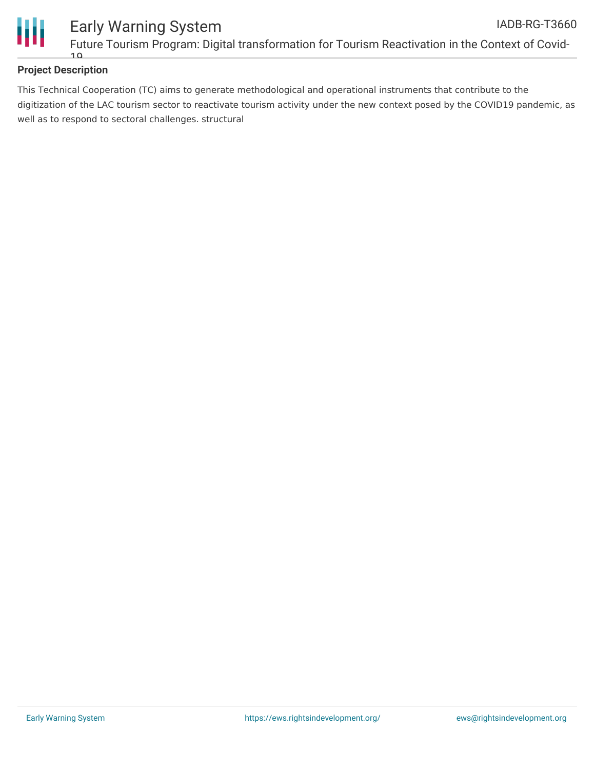## Project Description

This Technical Cooperation (TC) aims to generate methodological and operational instruments that contribute to the digitization of the LAC tourism sector to reactivate tourism activity under the new context posed by the COVID19 pandemic, as well as to respond to sectoral challenges. structural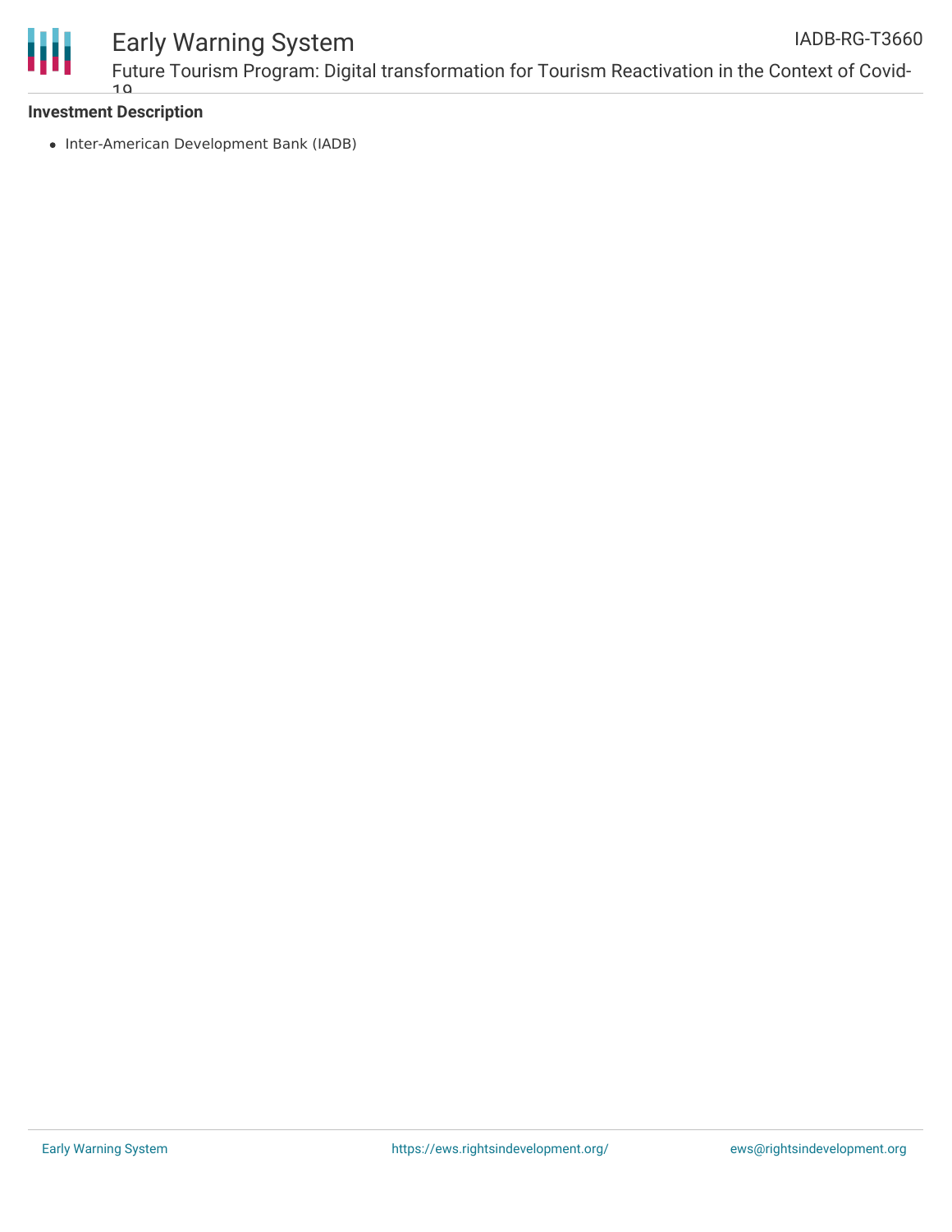**Investment Description**

- Inter-American Development Bank (IADB)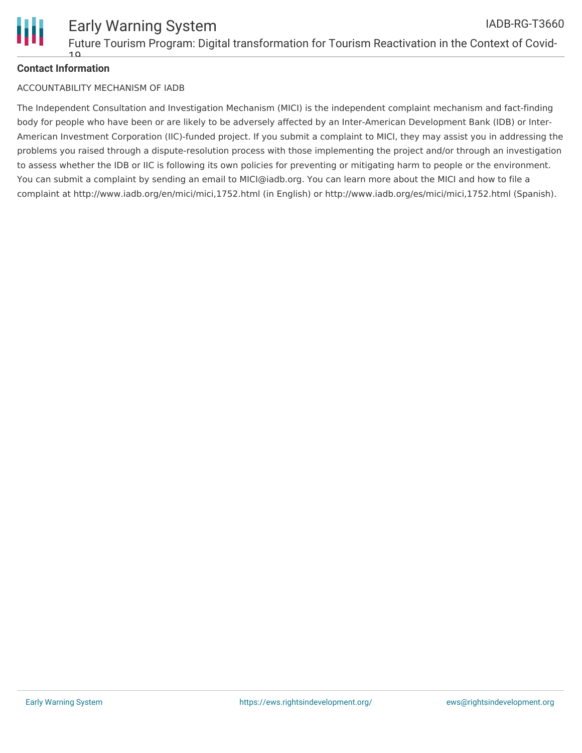**Contact Information**

ACCOUNTABILITY MECHANISM OF IADB

The Independent Consultation and Investigation Mechanism (MICI) is the independent complaint mechanism and fact-finding body for people who have been or are likely to be adversely affected by an Inter-American Development Bank (IDB) or Inter-American Investment Corporation (IIC)-funded project. If you submit a complaint to MICI, they may assist you in addressing the problems you raised through a dispute-resolution process with those implementing the project and/or through an investigation to assess whether the IDB or IIC is following its own policies for preventing or mitigating harm to people or the environment. You can submit a complaint by sending an email to MICI@iadb.org. You can learn more about the MICI and how to file a complaint at http://www.iadb.org/en/mici/mici,1752.html (in English) or http://www.iadb.org/es/mici/mici,1752.html (Spanish).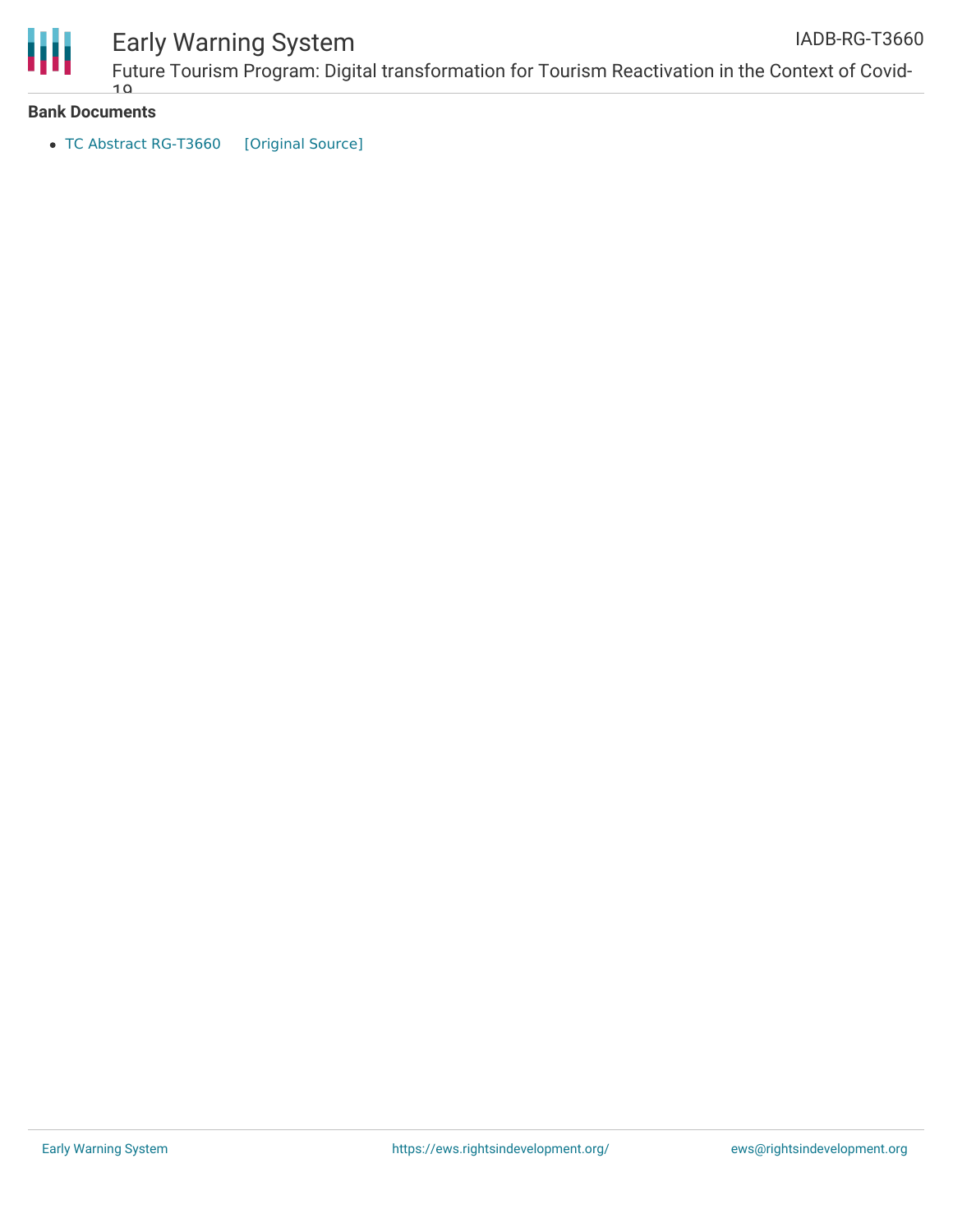**Bank Documents**

- TC Abstract RG-T3660 [Original Source]